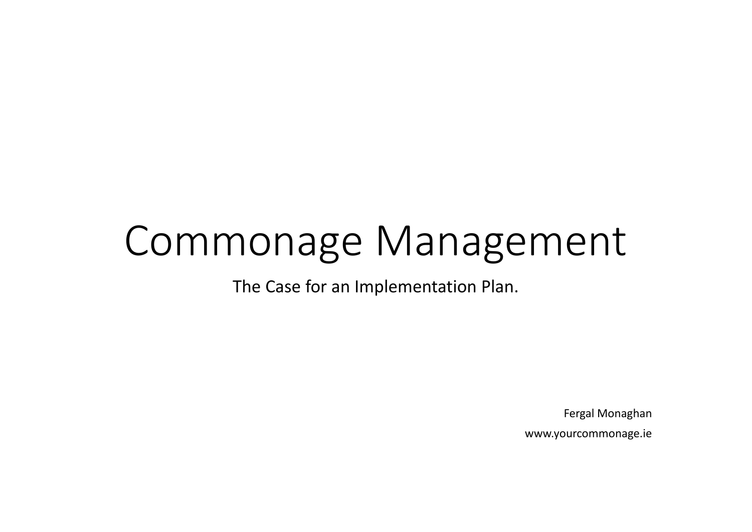# Commonage Management

The Case for an Implementation Plan.

Fergal Monaghan

www.yourcommonage.ie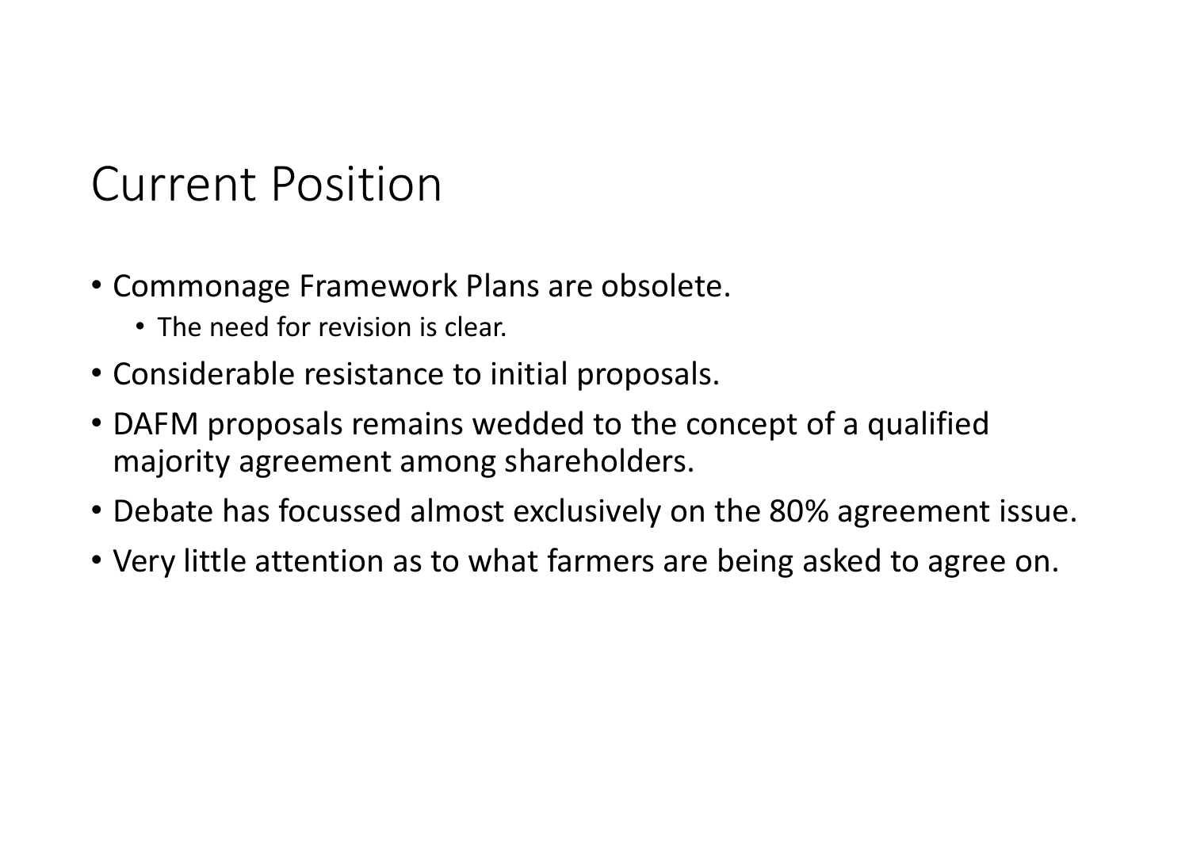# Current Position

- Commonage Framework Plans are obsolete.
  - The need for revision is clear.
- Considerable resistance to initial proposals.
- DAFM proposals remains wedded to the concept of a qualified majority agreement among shareholders.
- Debate has focussed almost exclusively on the 80% agreement issue.
- Very little attention as to what farmers are being asked to agree on.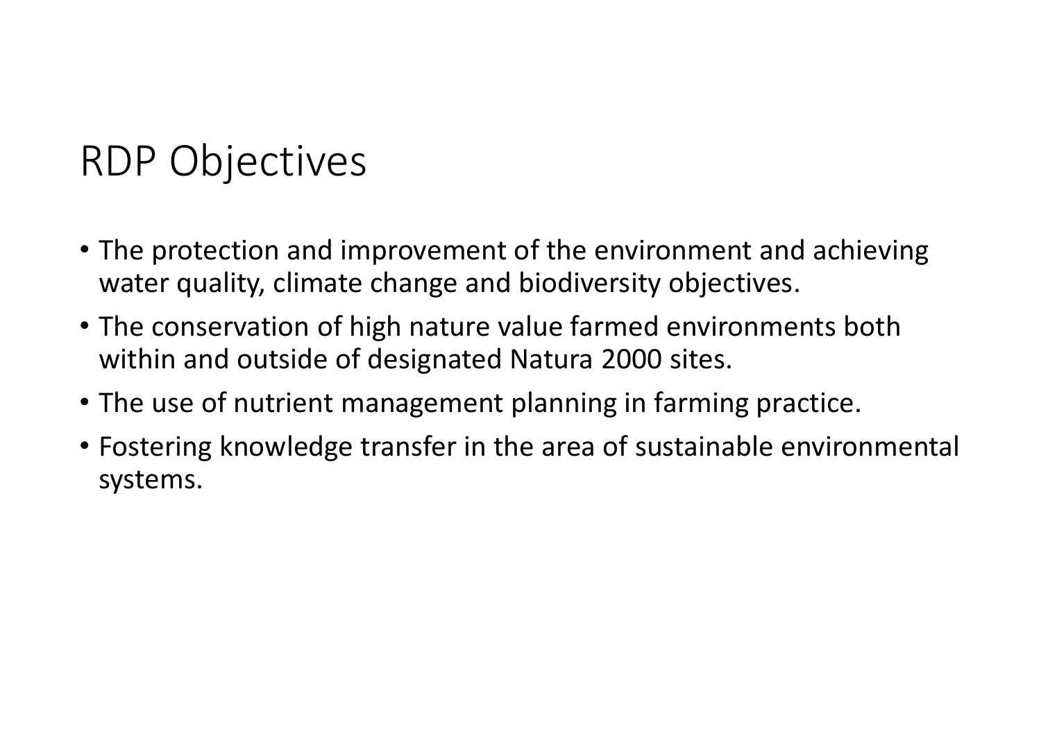# RDP Objectives

- The protection and improvement of the environment and achieving water quality, climate change and biodiversity objectives.
- The conservation of high nature value farmed environments both within and outside of designated Natura 2000 sites.
- The use of nutrient management planning in farming practice.
- Fostering knowledge transfer in the area of sustainable environmental systems.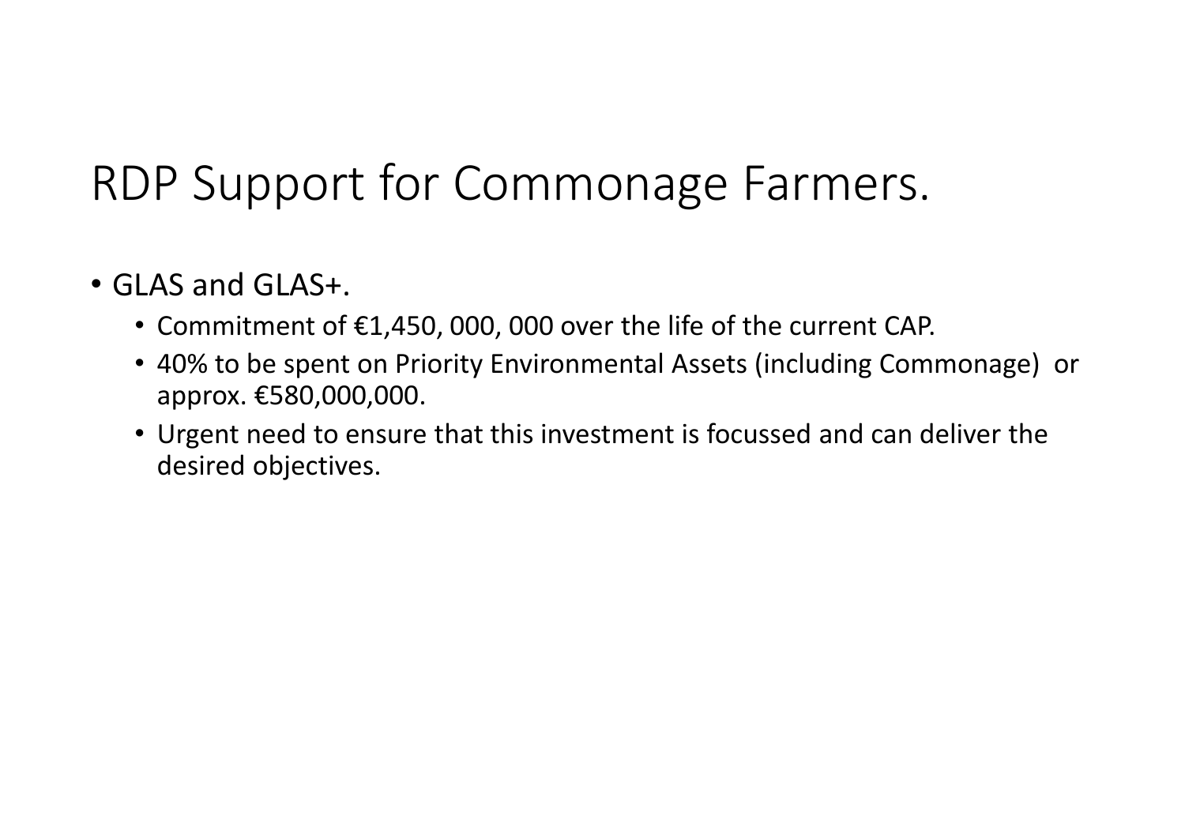# RDP Support for Commonage Farmers.

- GLAS and GLAS+.
  - Commitment of €1,450, 000, 000 over the life of the current CAP.
  - 40% to be spent on Priority Environmental Assets (including Commonage) or approx. €580,000,000.
  - Urgent need to ensure that this investment is focussed and can deliver the desired objectives.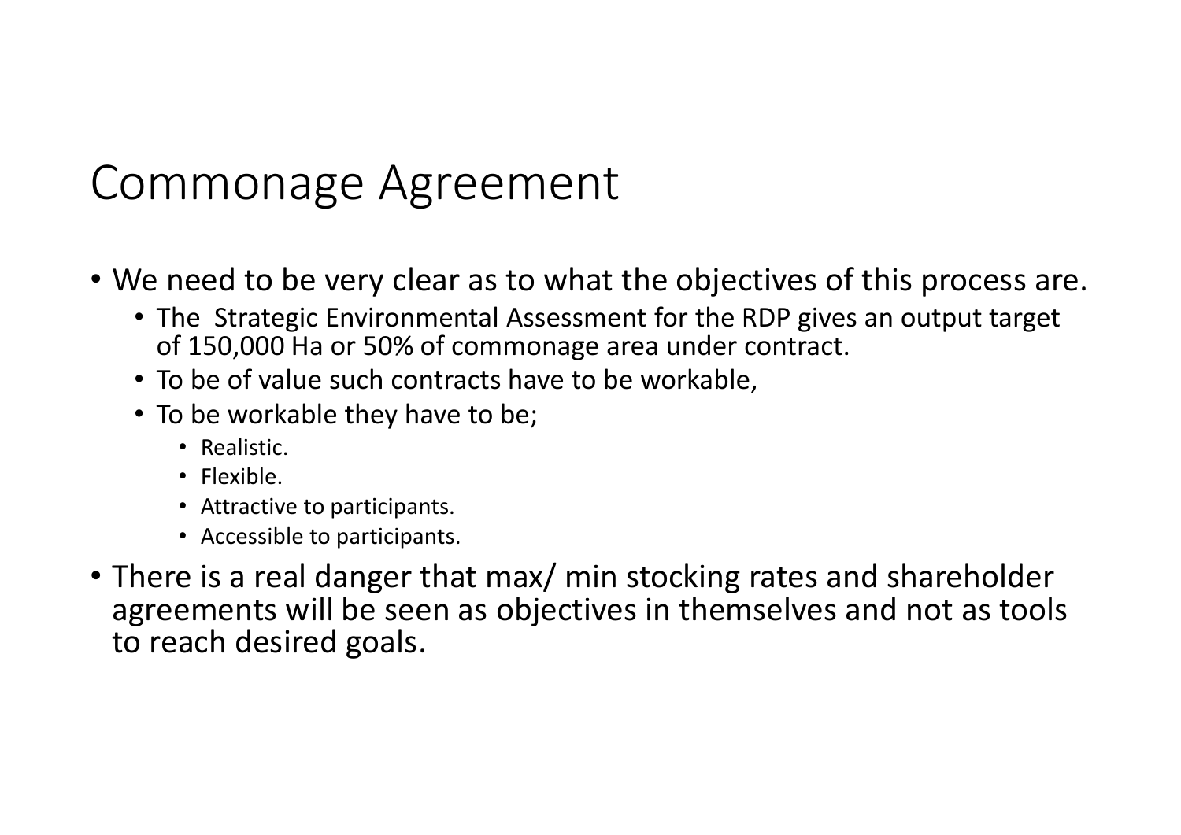# Commonage Agreement

- We need to be very clear as to what the objectives of this process are.
  - The Strategic Environmental Assessment for the RDP gives an output target of 150,000 Ha or 50% of commonage area under contract.
  - To be of value such contracts have to be workable,
  - To be workable they have to be;
    - Realistic.
    - Flexible.
    - Attractive to participants.
    - Accessible to participants.
- There is a real danger that max/ min stocking rates and shareholder agreements will be seen as objectives in themselves and not as tools to reach desired goals.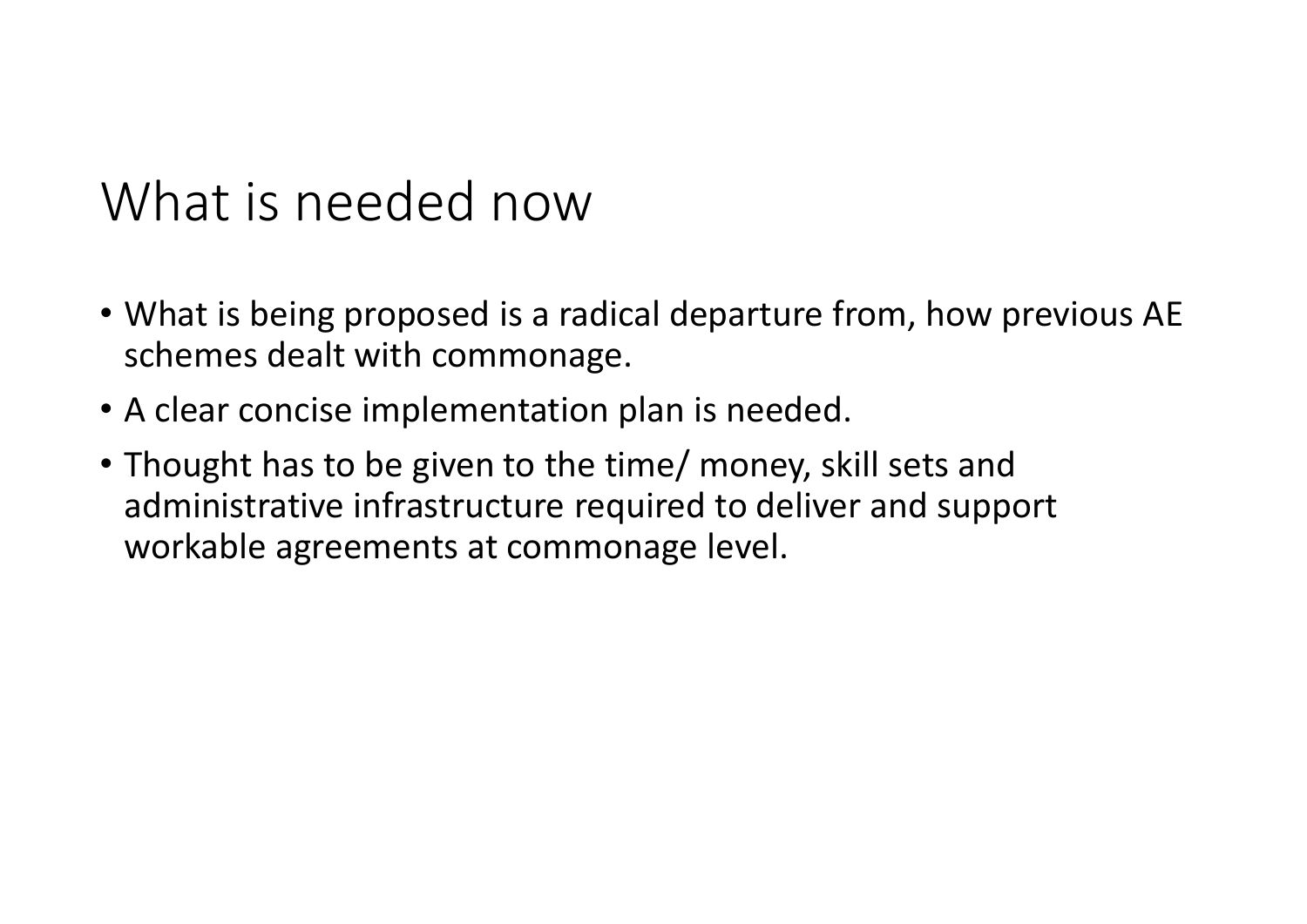# What is needed now

- What is being proposed is a radical departure from, how previous AE schemes dealt with commonage.
- A clear concise implementation plan is needed.
- Thought has to be given to the time/ money, skill sets and administrative infrastructure required to deliver and support workable agreements at commonage level.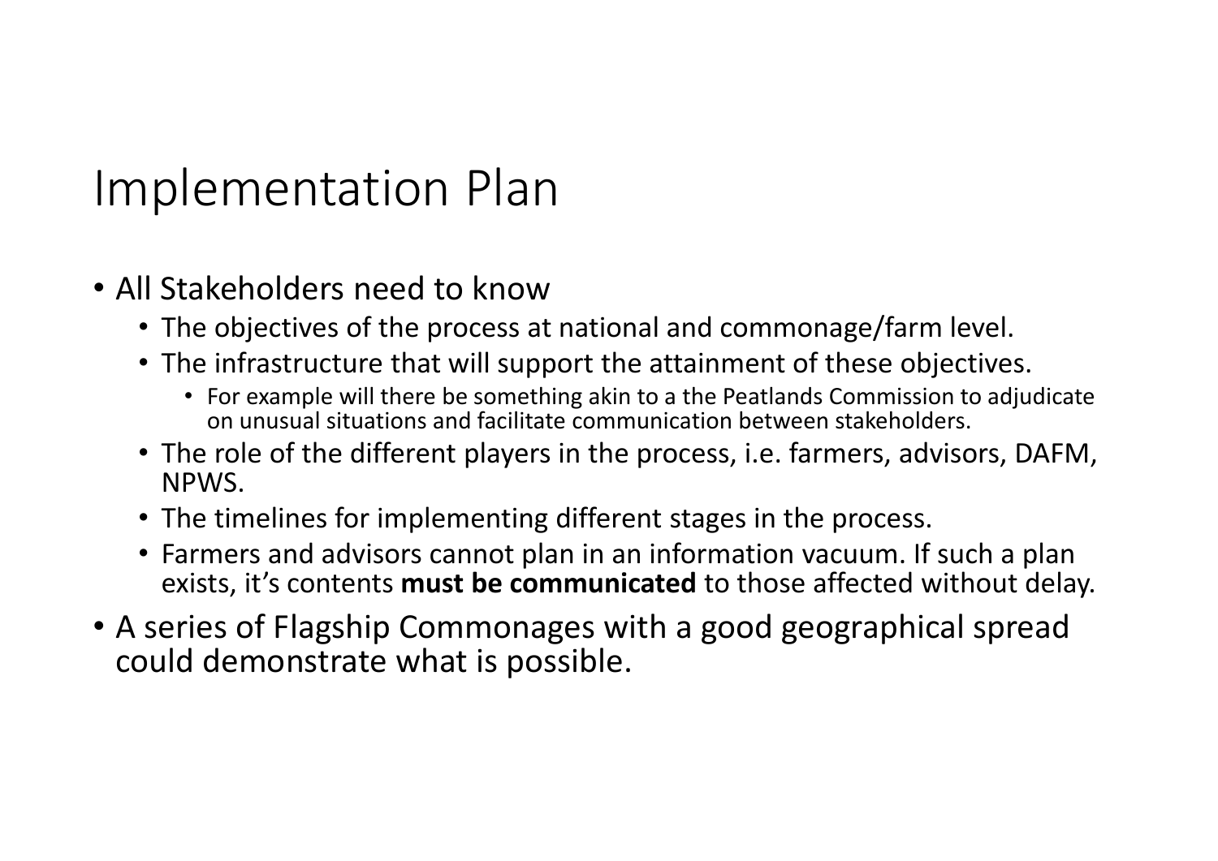# Implementation Plan

- All Stakeholders need to know
  - The objectives of the process at national and commonage/farm level.
  - The infrastructure that will support the attainment of these objectives.
    - For example will there be something akin to a the Peatlands Commission to adjudicate on unusual situations and facilitate communication between stakeholders.
  - The role of the different players in the process, i.e. farmers, advisors, DAFM, NPWS.
  - The timelines for implementing different stages in the process.
  - Farmers and advisors cannot plan in an information vacuum. If such a plan exists, it's contents **must be communicated** to those affected without delay.
- A series of Flagship Commonages with a good geographical spread could demonstrate what is possible.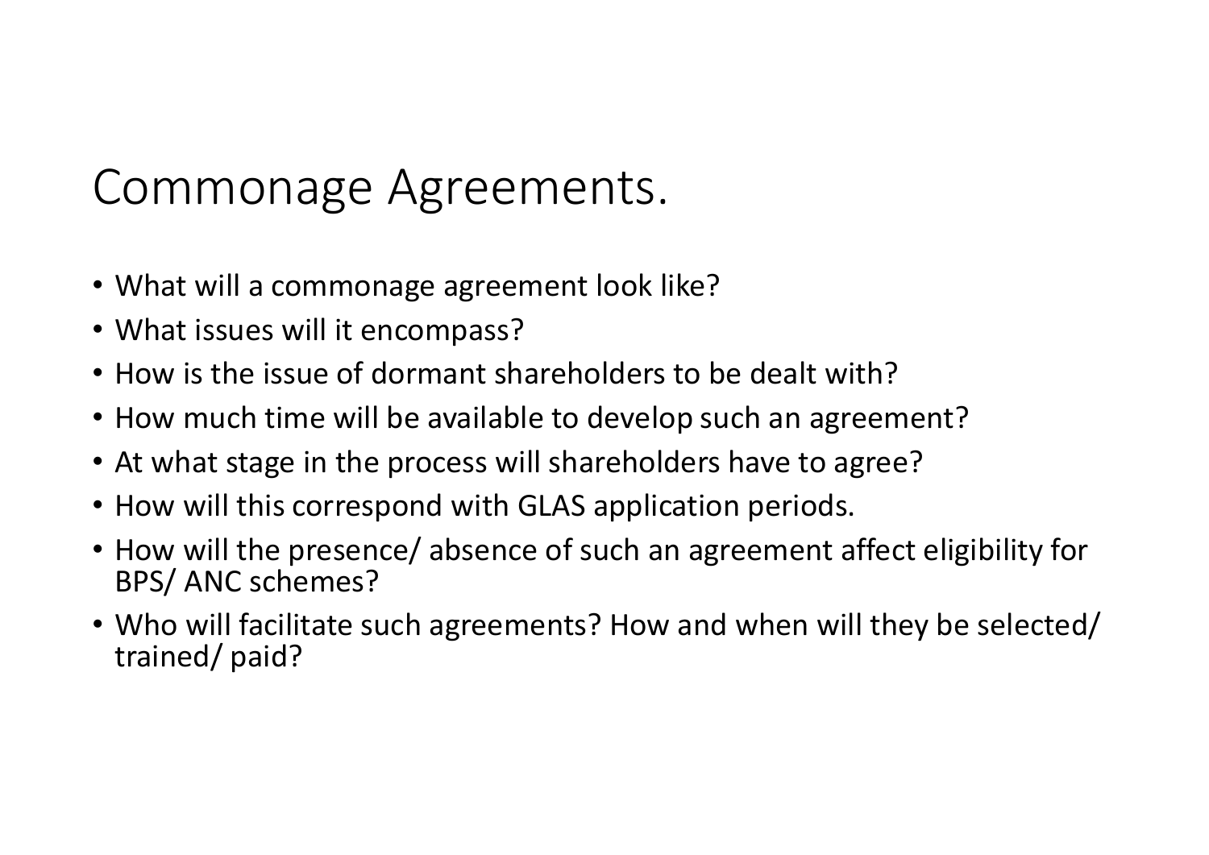# Commonage Agreements.

- What will a commonage agreement look like?
- What issues will it encompass?
- How is the issue of dormant shareholders to be dealt with?
- How much time will be available to develop such an agreement?
- At what stage in the process will shareholders have to agree?
- How will this correspond with GLAS application periods.
- How will the presence/ absence of such an agreement affect eligibility for BPS/ ANC schemes?
- Who will facilitate such agreements? How and when will they be selected/ trained/ paid?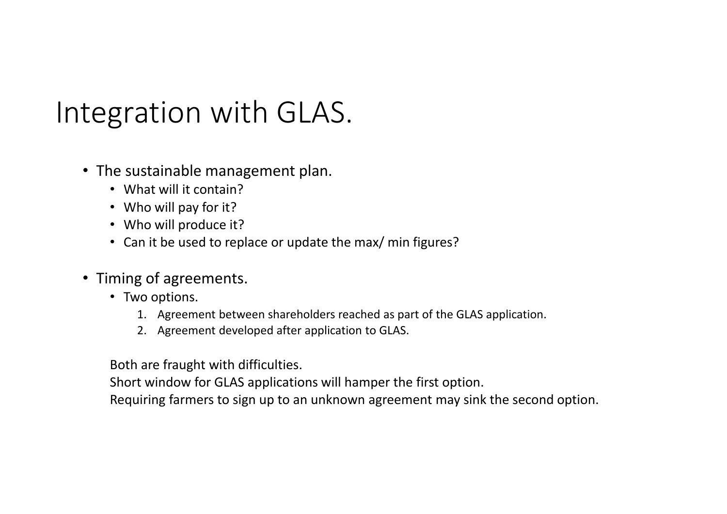# Integration with GLAS.

- The sustainable management plan.
  - What will it contain?
  - Who will pay for it?
  - Who will produce it?
  - Can it be used to replace or update the max/ min figures?

- Timing of agreements.
  - Two options.
    1. Agreement between shareholders reached as part of the GLAS application.
    2. Agreement developed after application to GLAS.

  Both are fraught with difficulties.
  Short window for GLAS applications will hamper the first option.
  Requiring farmers to sign up to an unknown agreement may sink the second option.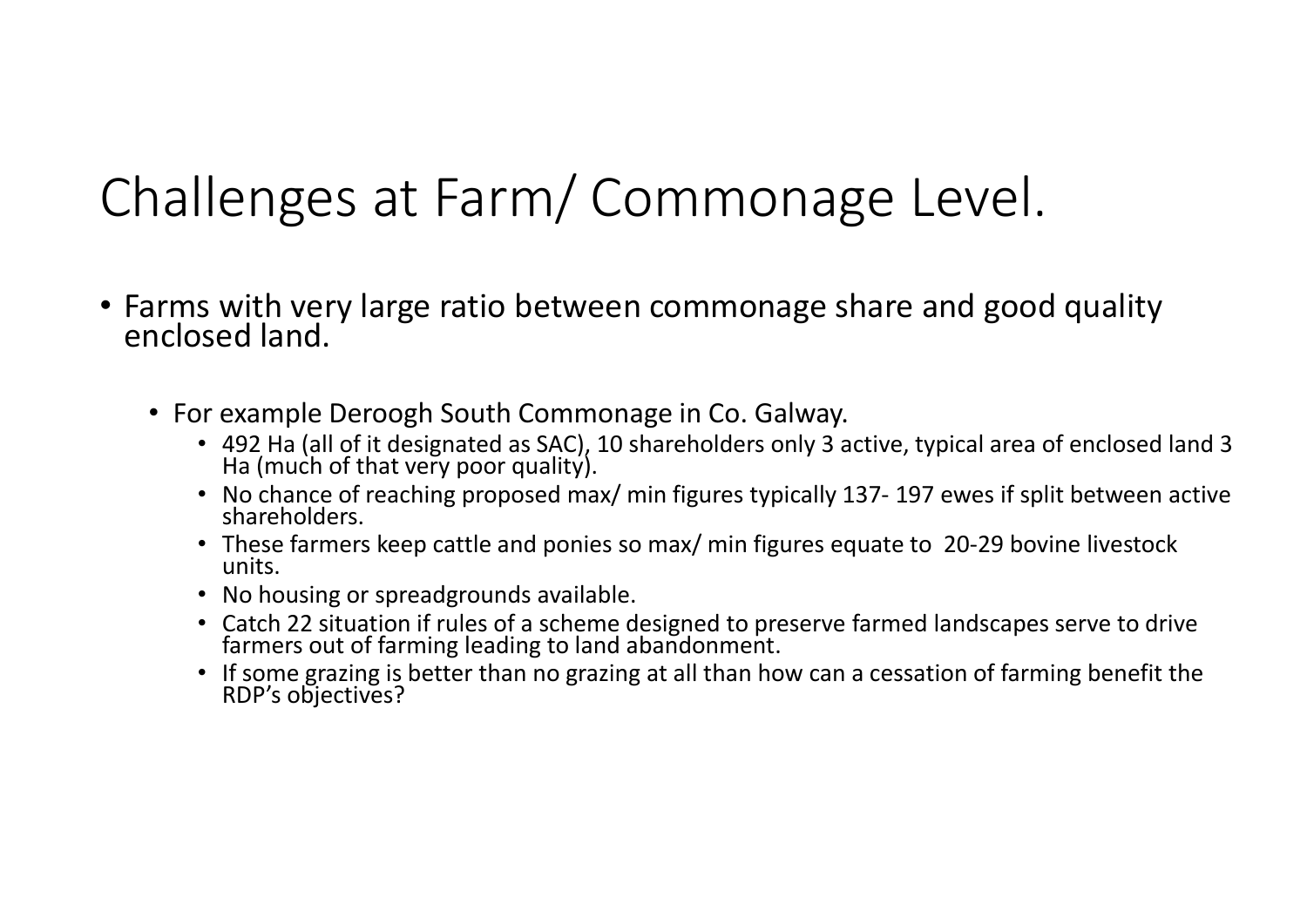# Challenges at Farm/ Commonage Level.

- Farms with very large ratio between commonage share and good quality enclosed land.
  - For example Deroogh South Commonage in Co. Galway.
    - 492 Ha (all of it designated as SAC), 10 shareholders only 3 active, typical area of enclosed land 3 Ha (much of that very poor quality).
    - No chance of reaching proposed max/ min figures typically 137- 197 ewes if split between active shareholders.
    - These farmers keep cattle and ponies so max/ min figures equate to 20-29 bovine livestock units.
    - No housing or spreadgrounds available.
    - Catch 22 situation if rules of a scheme designed to preserve farmed landscapes serve to drive farmers out of farming leading to land abandonment.
    - If some grazing is better than no grazing at all than how can a cessation of farming benefit the RDP's objectives?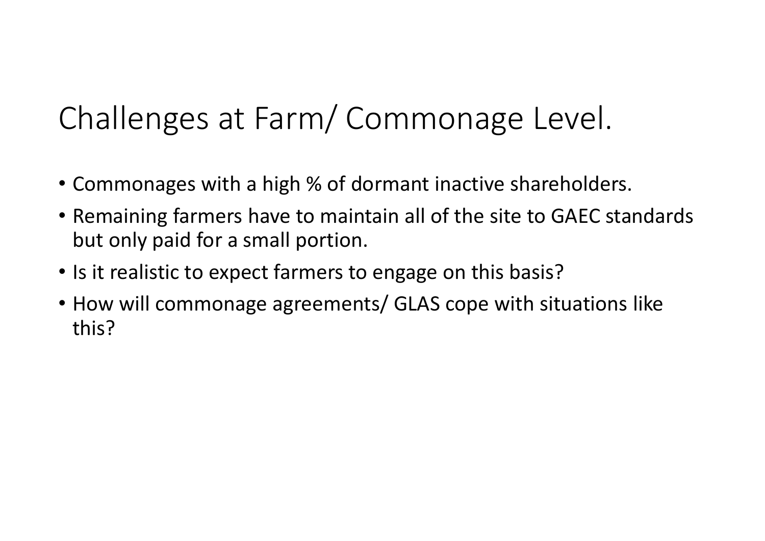# Challenges at Farm/ Commonage Level.

- Commonages with a high % of dormant inactive shareholders.
- Remaining farmers have to maintain all of the site to GAEC standards but only paid for a small portion.
- Is it realistic to expect farmers to engage on this basis?
- How will commonage agreements/ GLAS cope with situations like this?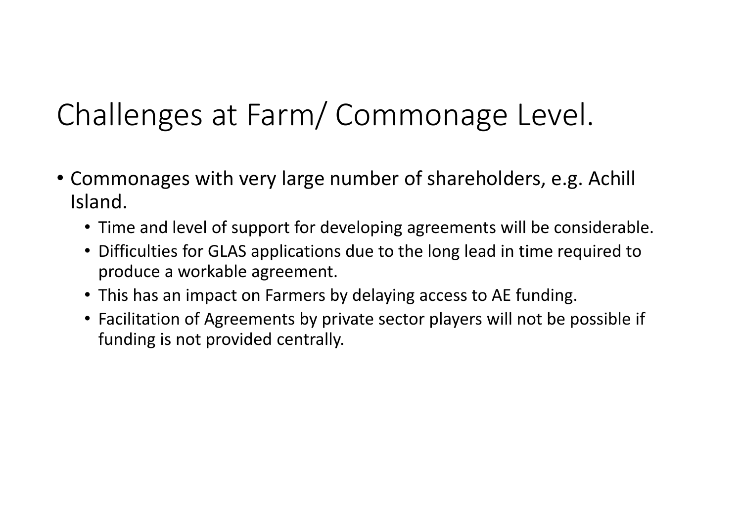# Challenges at Farm/ Commonage Level.

- Commonages with very large number of shareholders, e.g. Achill Island.
  - Time and level of support for developing agreements will be considerable.
  - Difficulties for GLAS applications due to the long lead in time required to produce a workable agreement.
  - This has an impact on Farmers by delaying access to AE funding.
  - Facilitation of Agreements by private sector players will not be possible if funding is not provided centrally.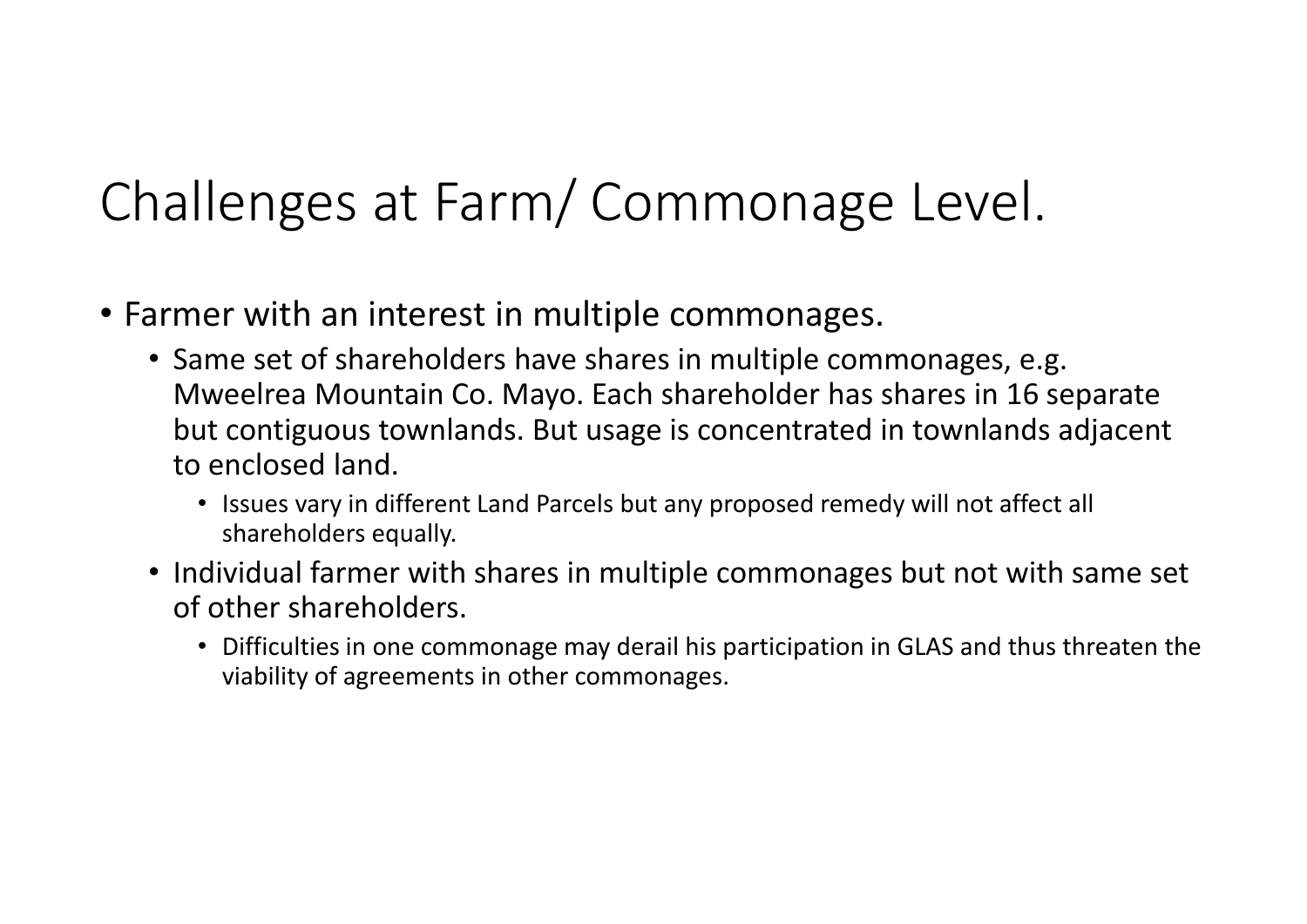# Challenges at Farm/ Commonage Level.

- Farmer with an interest in multiple commonages.
  - Same set of shareholders have shares in multiple commonages, e.g. Mweelrea Mountain Co. Mayo. Each shareholder has shares in 16 separate but contiguous townlands. But usage is concentrated in townlands adjacent to enclosed land.
    - Issues vary in different Land Parcels but any proposed remedy will not affect all shareholders equally.
  - Individual farmer with shares in multiple commonages but not with same set of other shareholders.
    - Difficulties in one commonage may derail his participation in GLAS and thus threaten the viability of agreements in other commonages.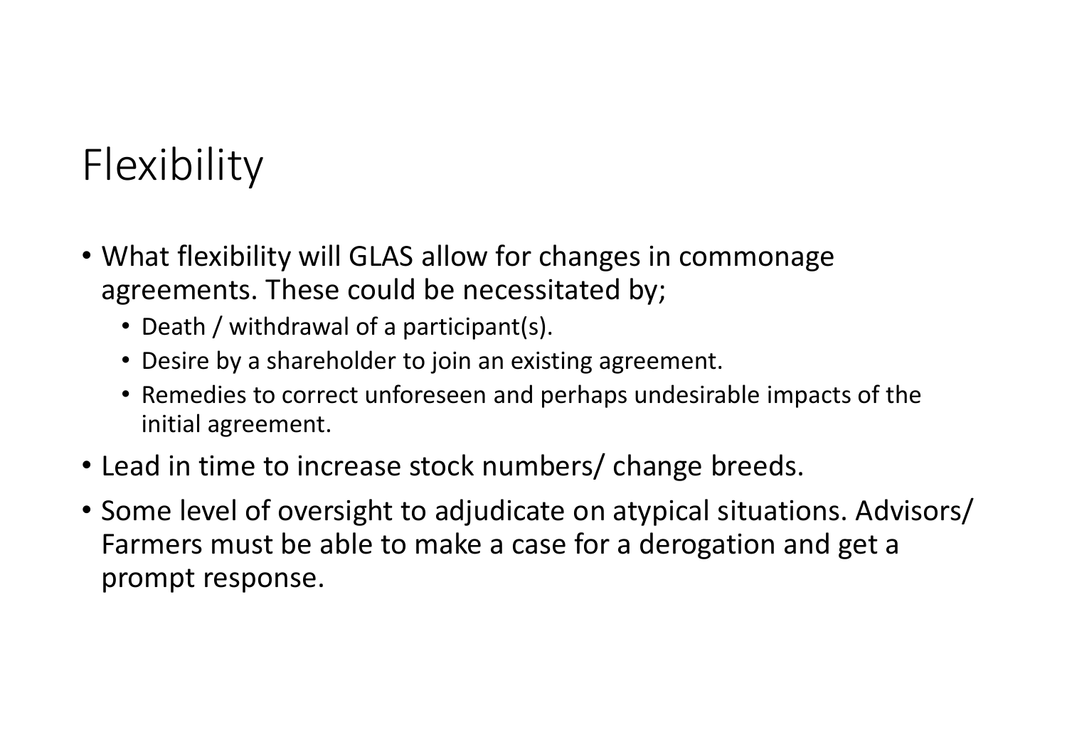# Flexibility

- What flexibility will GLAS allow for changes in commonage agreements. These could be necessitated by;
  - Death / withdrawal of a participant(s).
  - Desire by a shareholder to join an existing agreement.
  - Remedies to correct unforeseen and perhaps undesirable impacts of the initial agreement.
- Lead in time to increase stock numbers/ change breeds.
- Some level of oversight to adjudicate on atypical situations. Advisors/ Farmers must be able to make a case for a derogation and get a prompt response.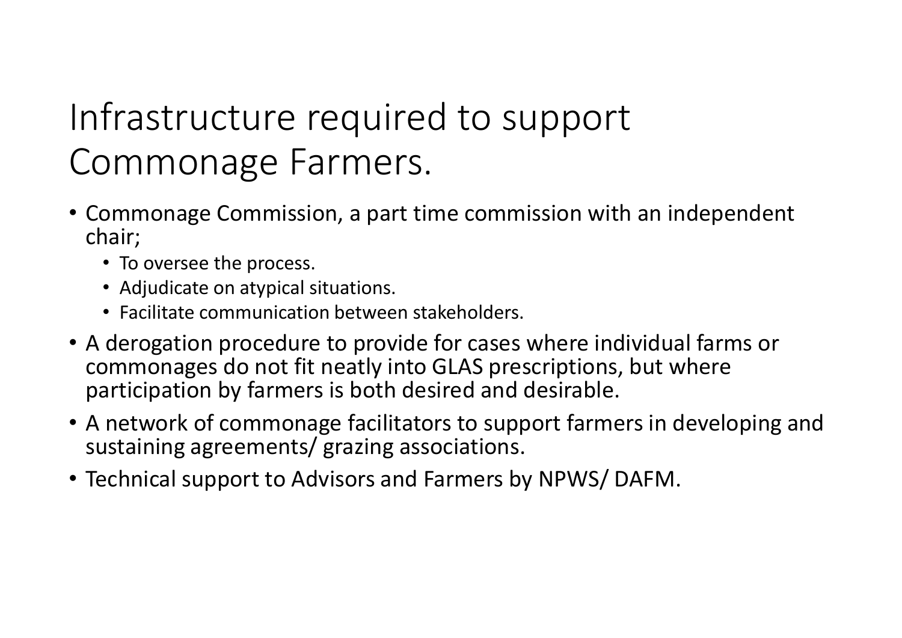# Infrastructure required to support Commonage Farmers.

- Commonage Commission, a part time commission with an independent chair;
  - To oversee the process.
  - Adjudicate on atypical situations.
  - Facilitate communication between stakeholders.
- A derogation procedure to provide for cases where individual farms or commonages do not fit neatly into GLAS prescriptions, but where participation by farmers is both desired and desirable.
- A network of commonage facilitators to support farmers in developing and sustaining agreements/ grazing associations.
- Technical support to Advisors and Farmers by NPWS/ DAFM.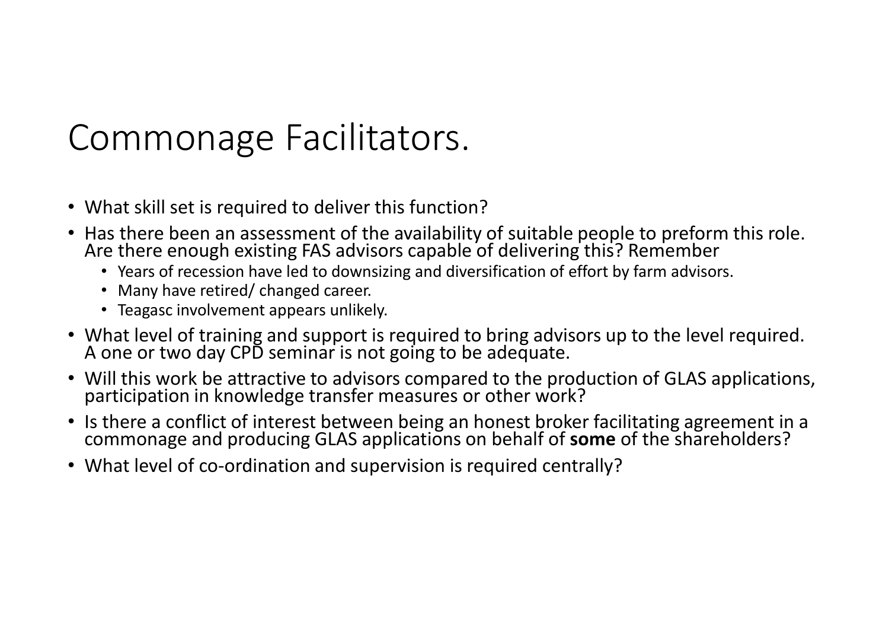# Commonage Facilitators.

- What skill set is required to deliver this function?
- Has there been an assessment of the availability of suitable people to preform this role. Are there enough existing FAS advisors capable of delivering this? Remember
  - Years of recession have led to downsizing and diversification of effort by farm advisors.
  - Many have retired/ changed career.
  - Teagasc involvement appears unlikely.
- What level of training and support is required to bring advisors up to the level required. A one or two day CPD seminar is not going to be adequate.
- Will this work be attractive to advisors compared to the production of GLAS applications, participation in knowledge transfer measures or other work?
- Is there a conflict of interest between being an honest broker facilitating agreement in a commonage and producing GLAS applications on behalf of **some** of the shareholders?
- What level of co-ordination and supervision is required centrally?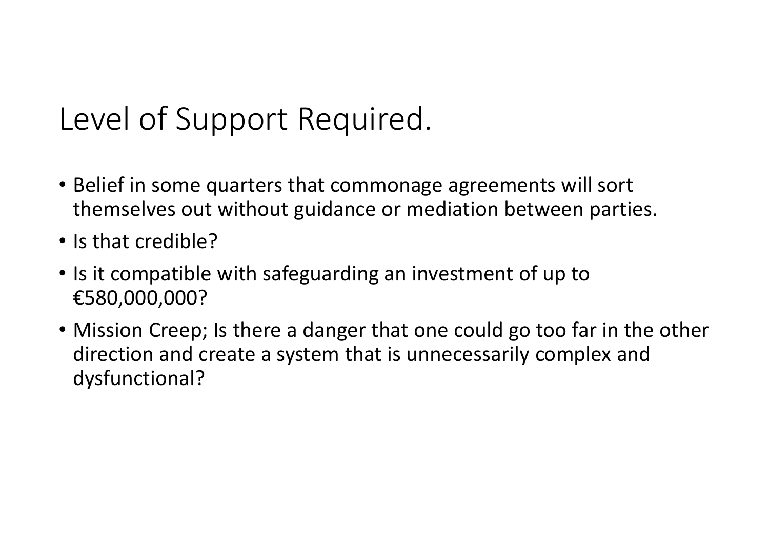# Level of Support Required.

- Belief in some quarters that commonage agreements will sort themselves out without guidance or mediation between parties.
- Is that credible?
- Is it compatible with safeguarding an investment of up to €580,000,000?
- Mission Creep; Is there a danger that one could go too far in the other direction and create a system that is unnecessarily complex and dysfunctional?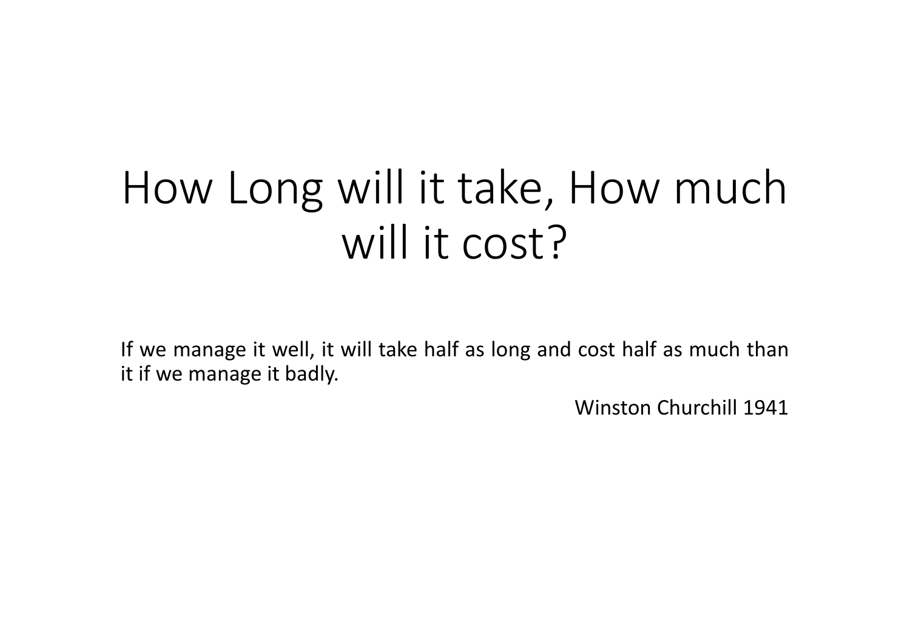# How Long will it take, How much will it cost?

If we manage it well, it will take half as long and cost half as much than it if we manage it badly.

Winston Churchill 1941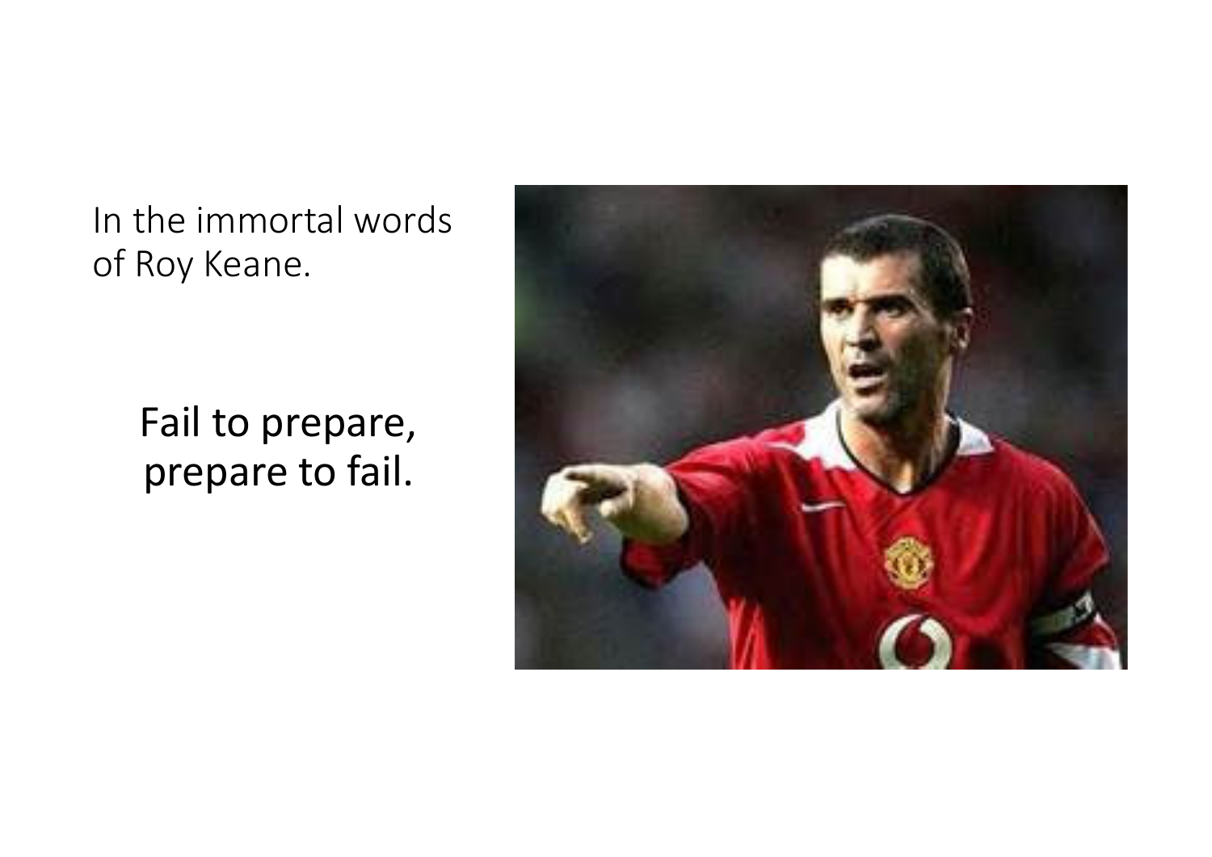In the immortal words of Roy Keane.

Fail to prepare, prepare to fail.